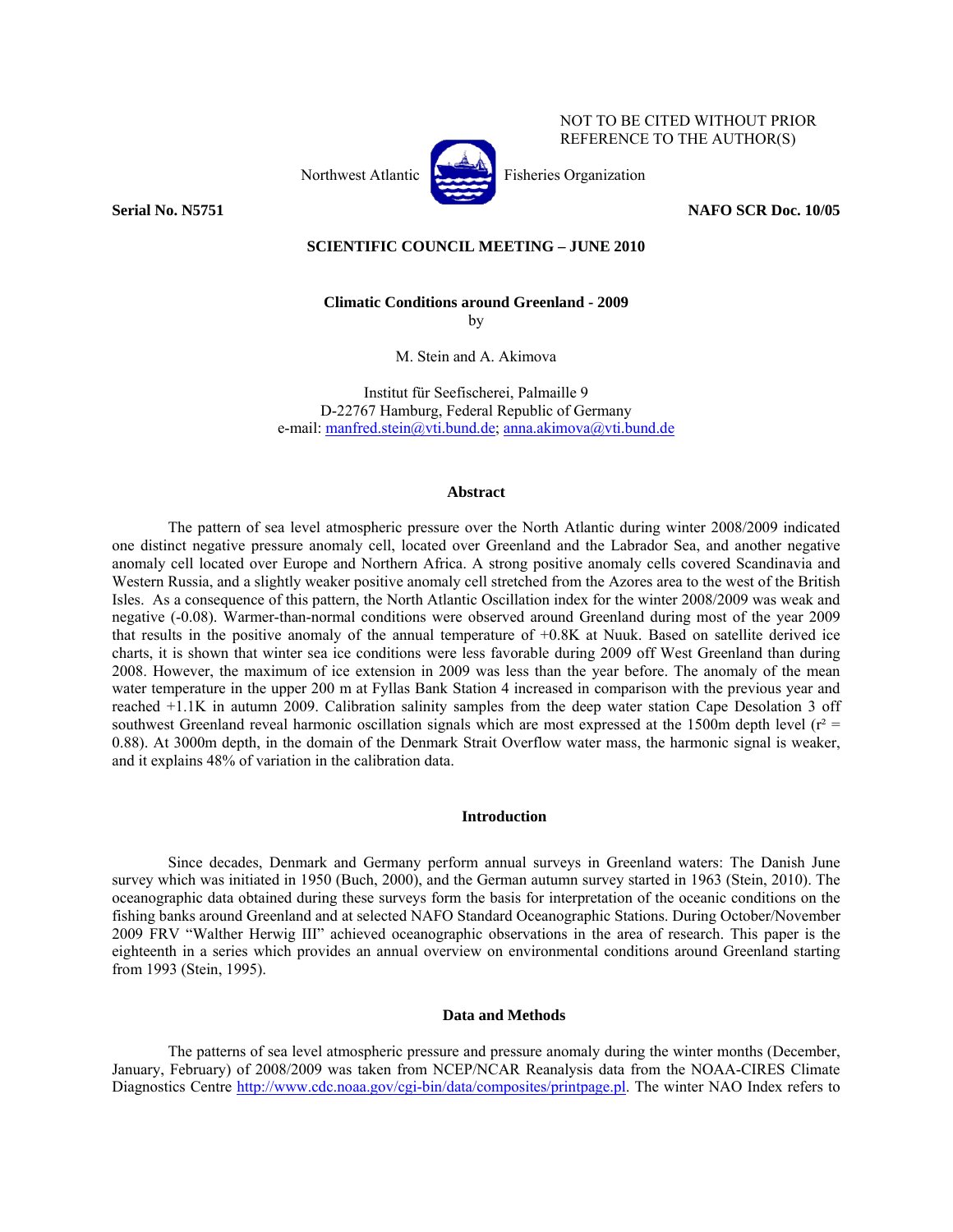NOT TO BE CITED WITHOUT PRIOR REFERENCE TO THE AUTHOR(S)

Northwest Atlantic Fisheries Organization

**Serial No. N5751** **NAFO SCR Doc. 10/05**

**SCIENTIFIC COUNCIL MEETING – JUNE 2010**

# Climatic Conditions around Greenland - 2009

by

M. Stein and A. Akimova

Institut für Seefischerei, Palmaille 9
D-22767 Hamburg, Federal Republic of Germany
e-mail: manfred.stein@vti.bund.de; anna.akimova@vti.bund.de

## Abstract

The pattern of sea level atmospheric pressure over the North Atlantic during winter 2008/2009 indicated one distinct negative pressure anomaly cell, located over Greenland and the Labrador Sea, and another negative anomaly cell located over Europe and Northern Africa. A strong positive anomaly cells covered Scandinavia and Western Russia, and a slightly weaker positive anomaly cell stretched from the Azores area to the west of the British Isles. As a consequence of this pattern, the North Atlantic Oscillation index for the winter 2008/2009 was weak and negative (-0.08). Warmer-than-normal conditions were observed around Greenland during most of the year 2009 that results in the positive anomaly of the annual temperature of +0.8K at Nuuk. Based on satellite derived ice charts, it is shown that winter sea ice conditions were less favorable during 2009 off West Greenland than during 2008. However, the maximum of ice extension in 2009 was less than the year before. The anomaly of the mean water temperature in the upper 200 m at Fyllas Bank Station 4 increased in comparison with the previous year and reached +1.1K in autumn 2009. Calibration salinity samples from the deep water station Cape Desolation 3 off southwest Greenland reveal harmonic oscillation signals which are most expressed at the 1500m depth level ($r^2 = 0.88$). At 3000m depth, in the domain of the Denmark Strait Overflow water mass, the harmonic signal is weaker, and it explains 48% of variation in the calibration data.

## Introduction

Since decades, Denmark and Germany perform annual surveys in Greenland waters: The Danish June survey which was initiated in 1950 (Buch, 2000), and the German autumn survey started in 1963 (Stein, 2010). The oceanographic data obtained during these surveys form the basis for interpretation of the oceanic conditions on the fishing banks around Greenland and at selected NAFO Standard Oceanographic Stations. During October/November 2009 FRV "Walther Herwig III" achieved oceanographic observations in the area of research. This paper is the eighteenth in a series which provides an annual overview on environmental conditions around Greenland starting from 1993 (Stein, 1995).

## Data and Methods

The patterns of sea level atmospheric pressure and pressure anomaly during the winter months (December, January, February) of 2008/2009 was taken from NCEP/NCAR Reanalysis data from the NOAA-CIRES Climate Diagnostics Centre http://www.cdc.noaa.gov/cgi-bin/data/composites/printpage.pl. The winter NAO Index refers to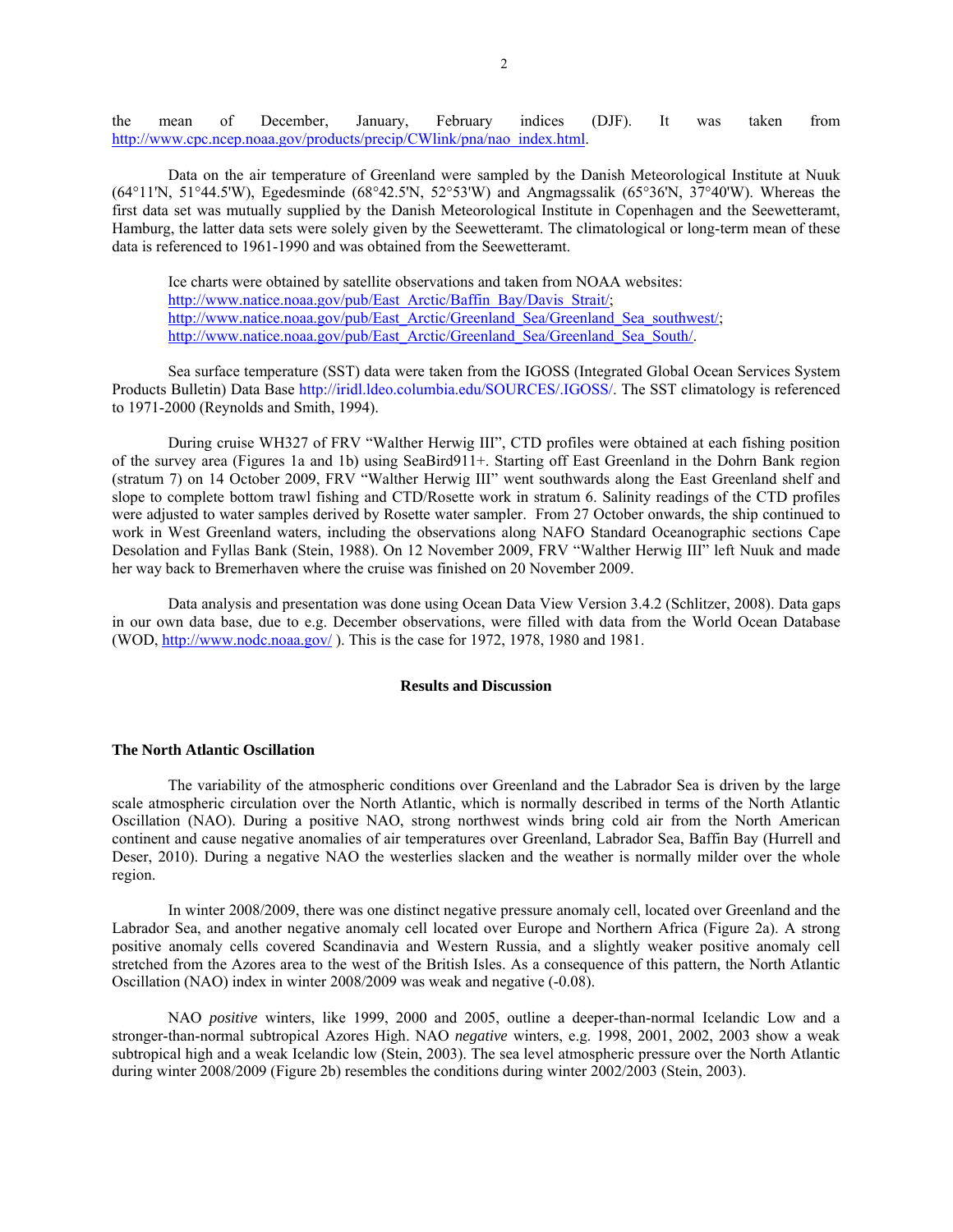the mean of December, January, February indices (DJF). It was taken from http://www.cpc.ncep.noaa.gov/products/precip/CWlink/pna/nao_index.html.

Data on the air temperature of Greenland were sampled by the Danish Meteorological Institute at Nuuk (64°11'N, 51°44.5'W), Egedesminde (68°42.5'N, 52°53'W) and Angmagssalik (65°36'N, 37°40'W). Whereas the first data set was mutually supplied by the Danish Meteorological Institute in Copenhagen and the Seewetteramt, Hamburg, the latter data sets were solely given by the Seewetteramt. The climatological or long-term mean of these data is referenced to 1961-1990 and was obtained from the Seewetteramt.

Ice charts were obtained by satellite observations and taken from NOAA websites:
http://www.natice.noaa.gov/pub/East_Arctic/Baffin_Bay/Davis_Strait/;
http://www.natice.noaa.gov/pub/East_Arctic/Greenland_Sea/Greenland_Sea_southwest/;
http://www.natice.noaa.gov/pub/East_Arctic/Greenland_Sea/Greenland_Sea_South/.

Sea surface temperature (SST) data were taken from the IGOSS (Integrated Global Ocean Services System Products Bulletin) Data Base http://iridl.ldeo.columbia.edu/SOURCES/.IGOSS/. The SST climatology is referenced to 1971-2000 (Reynolds and Smith, 1994).

During cruise WH327 of FRV "Walther Herwig III", CTD profiles were obtained at each fishing position of the survey area (Figures 1a and 1b) using SeaBird911+. Starting off East Greenland in the Dohrn Bank region (stratum 7) on 14 October 2009, FRV "Walther Herwig III" went southwards along the East Greenland shelf and slope to complete bottom trawl fishing and CTD/Rosette work in stratum 6. Salinity readings of the CTD profiles were adjusted to water samples derived by Rosette water sampler. From 27 October onwards, the ship continued to work in West Greenland waters, including the observations along NAFO Standard Oceanographic sections Cape Desolation and Fyllas Bank (Stein, 1988). On 12 November 2009, FRV "Walther Herwig III" left Nuuk and made her way back to Bremerhaven where the cruise was finished on 20 November 2009.

Data analysis and presentation was done using Ocean Data View Version 3.4.2 (Schlitzer, 2008). Data gaps in our own data base, due to e.g. December observations, were filled with data from the World Ocean Database (WOD, http://www.nodc.noaa.gov/ ). This is the case for 1972, 1978, 1980 and 1981.

## Results and Discussion

### The North Atlantic Oscillation

The variability of the atmospheric conditions over Greenland and the Labrador Sea is driven by the large scale atmospheric circulation over the North Atlantic, which is normally described in terms of the North Atlantic Oscillation (NAO). During a positive NAO, strong northwest winds bring cold air from the North American continent and cause negative anomalies of air temperatures over Greenland, Labrador Sea, Baffin Bay (Hurrell and Deser, 2010). During a negative NAO the westerlies slacken and the weather is normally milder over the whole region.

In winter 2008/2009, there was one distinct negative pressure anomaly cell, located over Greenland and the Labrador Sea, and another negative anomaly cell located over Europe and Northern Africa (Figure 2a). A strong positive anomaly cells covered Scandinavia and Western Russia, and a slightly weaker positive anomaly cell stretched from the Azores area to the west of the British Isles. As a consequence of this pattern, the North Atlantic Oscillation (NAO) index in winter 2008/2009 was weak and negative (-0.08).

NAO *positive* winters, like 1999, 2000 and 2005, outline a deeper-than-normal Icelandic Low and a stronger-than-normal subtropical Azores High. NAO *negative* winters, e.g. 1998, 2001, 2002, 2003 show a weak subtropical high and a weak Icelandic low (Stein, 2003). The sea level atmospheric pressure over the North Atlantic during winter 2008/2009 (Figure 2b) resembles the conditions during winter 2002/2003 (Stein, 2003).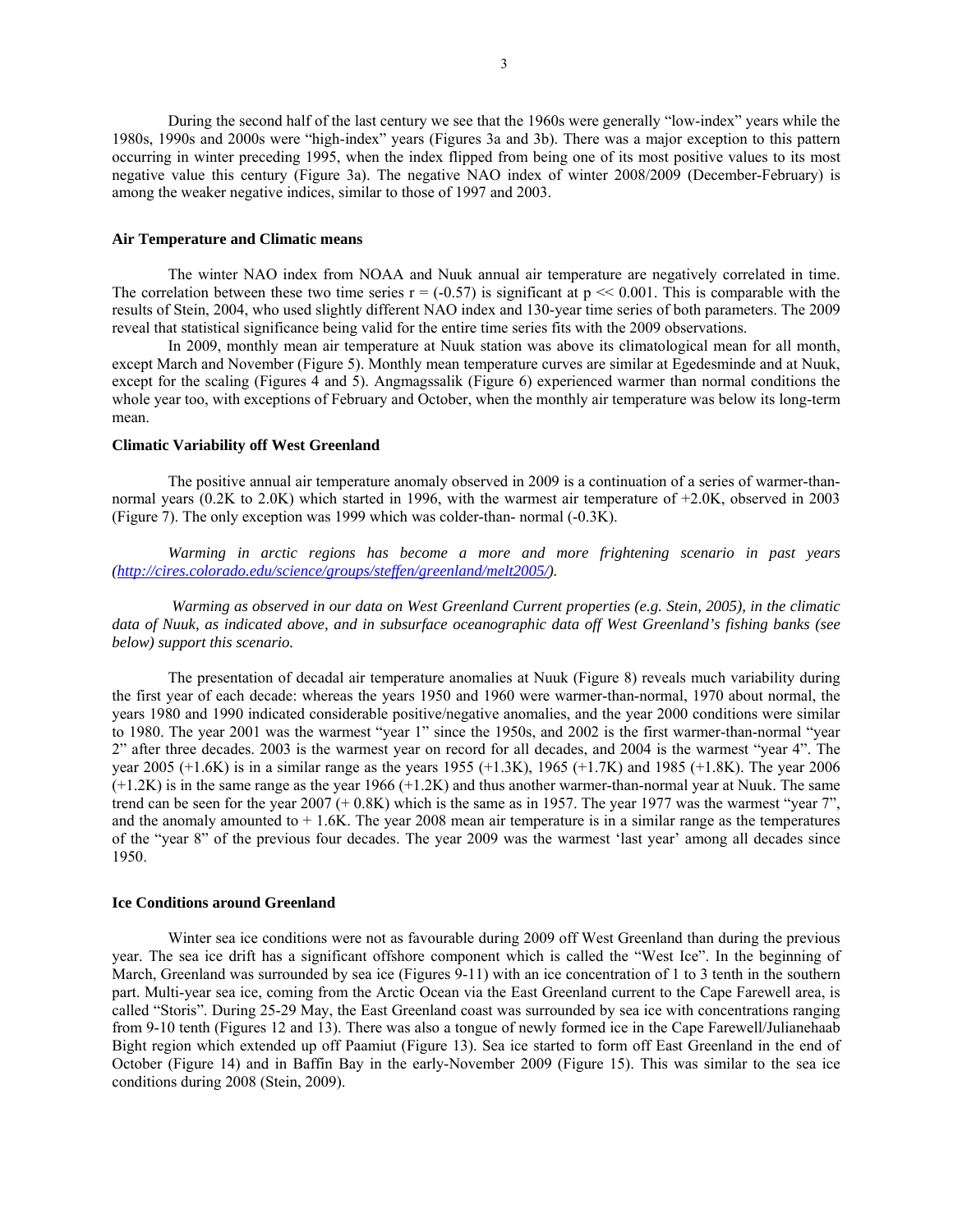During the second half of the last century we see that the 1960s were generally "low-index" years while the 1980s, 1990s and 2000s were "high-index" years (Figures 3a and 3b). There was a major exception to this pattern occurring in winter preceding 1995, when the index flipped from being one of its most positive values to its most negative value this century (Figure 3a). The negative NAO index of winter 2008/2009 (December-February) is among the weaker negative indices, similar to those of 1997 and 2003.

**Air Temperature and Climatic means**

The winter NAO index from NOAA and Nuuk annual air temperature are negatively correlated in time. The correlation between these two time series $r = (-0.57)$ is significant at $p << 0.001$. This is comparable with the results of Stein, 2004, who used slightly different NAO index and 130-year time series of both parameters. The 2009 reveal that statistical significance being valid for the entire time series fits with the 2009 observations.

In 2009, monthly mean air temperature at Nuuk station was above its climatological mean for all month, except March and November (Figure 5). Monthly mean temperature curves are similar at Egedesminde and at Nuuk, except for the scaling (Figures 4 and 5). Angmagssalik (Figure 6) experienced warmer than normal conditions the whole year too, with exceptions of February and October, when the monthly air temperature was below its long-term mean.

**Climatic Variability off West Greenland**

The positive annual air temperature anomaly observed in 2009 is a continuation of a series of warmer-than-normal years (0.2K to 2.0K) which started in 1996, with the warmest air temperature of +2.0K, observed in 2003 (Figure 7). The only exception was 1999 which was colder-than- normal (-0.3K).

*Warming in arctic regions has become a more and more frightening scenario in past years (http://cires.colorado.edu/science/groups/steffen/greenland/melt2005/).*

*Warming as observed in our data on West Greenland Current properties (e.g. Stein, 2005), in the climatic data of Nuuk, as indicated above, and in subsurface oceanographic data off West Greenland's fishing banks (see below) support this scenario.*

The presentation of decadal air temperature anomalies at Nuuk (Figure 8) reveals much variability during the first year of each decade: whereas the years 1950 and 1960 were warmer-than-normal, 1970 about normal, the years 1980 and 1990 indicated considerable positive/negative anomalies, and the year 2000 conditions were similar to 1980. The year 2001 was the warmest "year 1" since the 1950s, and 2002 is the first warmer-than-normal "year 2" after three decades. 2003 is the warmest year on record for all decades, and 2004 is the warmest "year 4". The year 2005 (+1.6K) is in a similar range as the years 1955 (+1.3K), 1965 (+1.7K) and 1985 (+1.8K). The year 2006 (+1.2K) is in the same range as the year 1966 (+1.2K) and thus another warmer-than-normal year at Nuuk. The same trend can be seen for the year 2007 (+ 0.8K) which is the same as in 1957. The year 1977 was the warmest "year 7", and the anomaly amounted to + 1.6K. The year 2008 mean air temperature is in a similar range as the temperatures of the "year 8" of the previous four decades. The year 2009 was the warmest 'last year' among all decades since 1950.

**Ice Conditions around Greenland**

Winter sea ice conditions were not as favourable during 2009 off West Greenland than during the previous year. The sea ice drift has a significant offshore component which is called the "West Ice". In the beginning of March, Greenland was surrounded by sea ice (Figures 9-11) with an ice concentration of 1 to 3 tenth in the southern part. Multi-year sea ice, coming from the Arctic Ocean via the East Greenland current to the Cape Farewell area, is called "Storis". During 25-29 May, the East Greenland coast was surrounded by sea ice with concentrations ranging from 9-10 tenth (Figures 12 and 13). There was also a tongue of newly formed ice in the Cape Farewell/Julianehaab Bight region which extended up off Paamiut (Figure 13). Sea ice started to form off East Greenland in the end of October (Figure 14) and in Baffin Bay in the early-November 2009 (Figure 15). This was similar to the sea ice conditions during 2008 (Stein, 2009).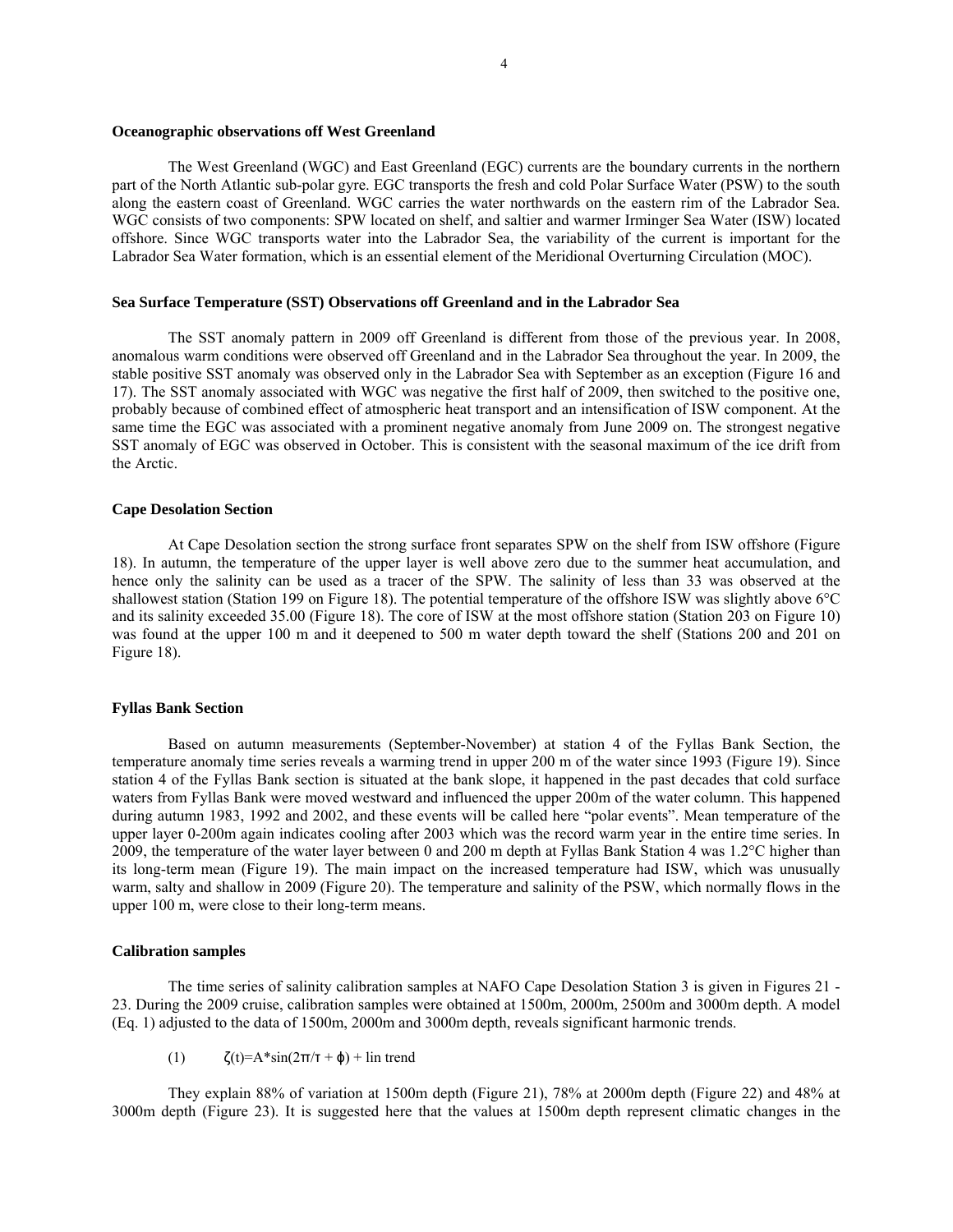### Oceanographic observations off West Greenland

The West Greenland (WGC) and East Greenland (EGC) currents are the boundary currents in the northern part of the North Atlantic sub-polar gyre. EGC transports the fresh and cold Polar Surface Water (PSW) to the south along the eastern coast of Greenland. WGC carries the water northwards on the eastern rim of the Labrador Sea. WGC consists of two components: SPW located on shelf, and saltier and warmer Irminger Sea Water (ISW) located offshore. Since WGC transports water into the Labrador Sea, the variability of the current is important for the Labrador Sea Water formation, which is an essential element of the Meridional Overturning Circulation (MOC).

### Sea Surface Temperature (SST) Observations off Greenland and in the Labrador Sea

The SST anomaly pattern in 2009 off Greenland is different from those of the previous year. In 2008, anomalous warm conditions were observed off Greenland and in the Labrador Sea throughout the year. In 2009, the stable positive SST anomaly was observed only in the Labrador Sea with September as an exception (Figure 16 and 17). The SST anomaly associated with WGC was negative the first half of 2009, then switched to the positive one, probably because of combined effect of atmospheric heat transport and an intensification of ISW component. At the same time the EGC was associated with a prominent negative anomaly from June 2009 on. The strongest negative SST anomaly of EGC was observed in October. This is consistent with the seasonal maximum of the ice drift from the Arctic.

### Cape Desolation Section

At Cape Desolation section the strong surface front separates SPW on the shelf from ISW offshore (Figure 18). In autumn, the temperature of the upper layer is well above zero due to the summer heat accumulation, and hence only the salinity can be used as a tracer of the SPW. The salinity of less than 33 was observed at the shallowest station (Station 199 on Figure 18). The potential temperature of the offshore ISW was slightly above 6°C and its salinity exceeded 35.00 (Figure 18). The core of ISW at the most offshore station (Station 203 on Figure 10) was found at the upper 100 m and it deepened to 500 m water depth toward the shelf (Stations 200 and 201 on Figure 18).

### Fyllas Bank Section

Based on autumn measurements (September-November) at station 4 of the Fyllas Bank Section, the temperature anomaly time series reveals a warming trend in upper 200 m of the water since 1993 (Figure 19). Since station 4 of the Fyllas Bank section is situated at the bank slope, it happened in the past decades that cold surface waters from Fyllas Bank were moved westward and influenced the upper 200m of the water column. This happened during autumn 1983, 1992 and 2002, and these events will be called here "polar events". Mean temperature of the upper layer 0-200m again indicates cooling after 2003 which was the record warm year in the entire time series. In 2009, the temperature of the water layer between 0 and 200 m depth at Fyllas Bank Station 4 was 1.2°C higher than its long-term mean (Figure 19). The main impact on the increased temperature had ISW, which was unusually warm, salty and shallow in 2009 (Figure 20). The temperature and salinity of the PSW, which normally flows in the upper 100 m, were close to their long-term means.

### Calibration samples

The time series of salinity calibration samples at NAFO Cape Desolation Station 3 is given in Figures 21 - 23. During the 2009 cruise, calibration samples were obtained at 1500m, 2000m, 2500m and 3000m depth. A model (Eq. 1) adjusted to the data of 1500m, 2000m and 3000m depth, reveals significant harmonic trends.

(1) $\zeta(t)=A*\sin(2\pi/\tau + \varphi)$ + lin trend

They explain 88% of variation at 1500m depth (Figure 21), 78% at 2000m depth (Figure 22) and 48% at 3000m depth (Figure 23). It is suggested here that the values at 1500m depth represent climatic changes in the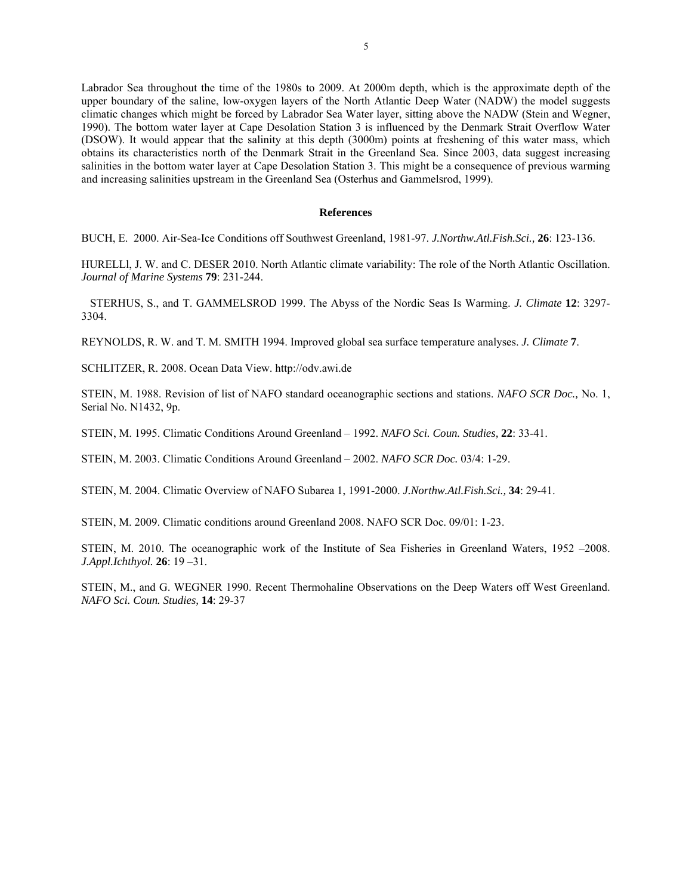Labrador Sea throughout the time of the 1980s to 2009. At 2000m depth, which is the approximate depth of the upper boundary of the saline, low-oxygen layers of the North Atlantic Deep Water (NADW) the model suggests climatic changes which might be forced by Labrador Sea Water layer, sitting above the NADW (Stein and Wegner, 1990). The bottom water layer at Cape Desolation Station 3 is influenced by the Denmark Strait Overflow Water (DSOW). It would appear that the salinity at this depth (3000m) points at freshening of this water mass, which obtains its characteristics north of the Denmark Strait in the Greenland Sea. Since 2003, data suggest increasing salinities in the bottom water layer at Cape Desolation Station 3. This might be a consequence of previous warming and increasing salinities upstream in the Greenland Sea (Osterhus and Gammelsrod, 1999).

## References

BUCH, E. 2000. Air-Sea-Ice Conditions off Southwest Greenland, 1981-97. *J.Northw.Atl.Fish.Sci.,* **26**: 123-136.

HURELLl, J. W. and C. DESER 2010. North Atlantic climate variability: The role of the North Atlantic Oscillation. *Journal of Marine Systems* **79**: 231-244.

STERHUS, S., and T. GAMMELSROD 1999. The Abyss of the Nordic Seas Is Warming. *J. Climate* **12**: 3297-3304.

REYNOLDS, R. W. and T. M. SMITH 1994. Improved global sea surface temperature analyses. *J. Climate* **7**.

SCHLITZER, R. 2008. Ocean Data View. http://odv.awi.de

STEIN, M. 1988. Revision of list of NAFO standard oceanographic sections and stations. *NAFO SCR Doc.,* No. 1, Serial No. N1432, 9p.

STEIN, M. 1995. Climatic Conditions Around Greenland – 1992. *NAFO Sci. Coun. Studies,* **22**: 33-41.

STEIN, M. 2003. Climatic Conditions Around Greenland – 2002. *NAFO SCR Doc.* 03/4: 1-29.

STEIN, M. 2004. Climatic Overview of NAFO Subarea 1, 1991-2000. *J.Northw.Atl.Fish.Sci.,* **34**: 29-41.

STEIN, M. 2009. Climatic conditions around Greenland 2008. NAFO SCR Doc. 09/01: 1-23.

STEIN, M. 2010. The oceanographic work of the Institute of Sea Fisheries in Greenland Waters, 1952 –2008. *J.Appl.Ichthyol.* **26**: 19 –31.

STEIN, M., and G. WEGNER 1990. Recent Thermohaline Observations on the Deep Waters off West Greenland. *NAFO Sci. Coun. Studies,* **14**: 29-37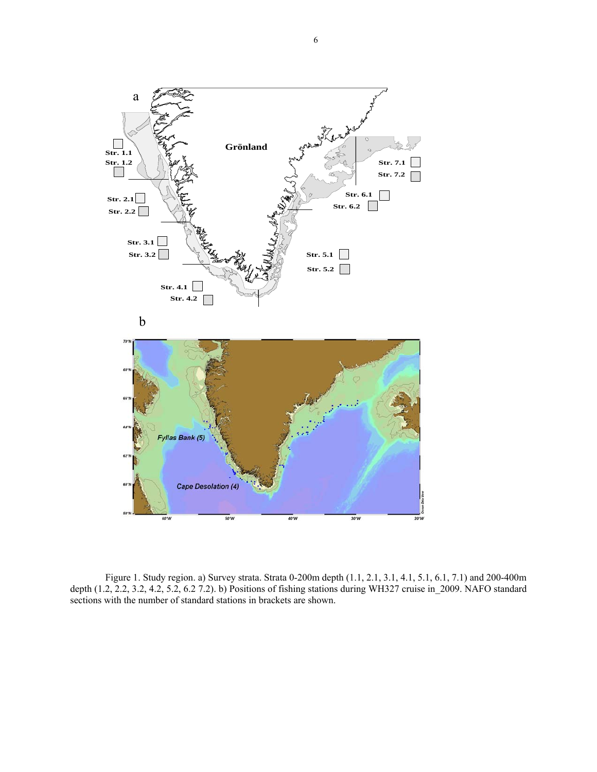Figure 1. Study region. a) Survey strata. Strata 0-200m depth (1.1, 2.1, 3.1, 4.1, 5.1, 6.1, 7.1) and 200-400m depth (1.2, 2.2, 3.2, 4.2, 5.2, 6.2 7.2). b) Positions of fishing stations during WH327 cruise in_2009. NAFO standard sections with the number of standard stations in brackets are shown.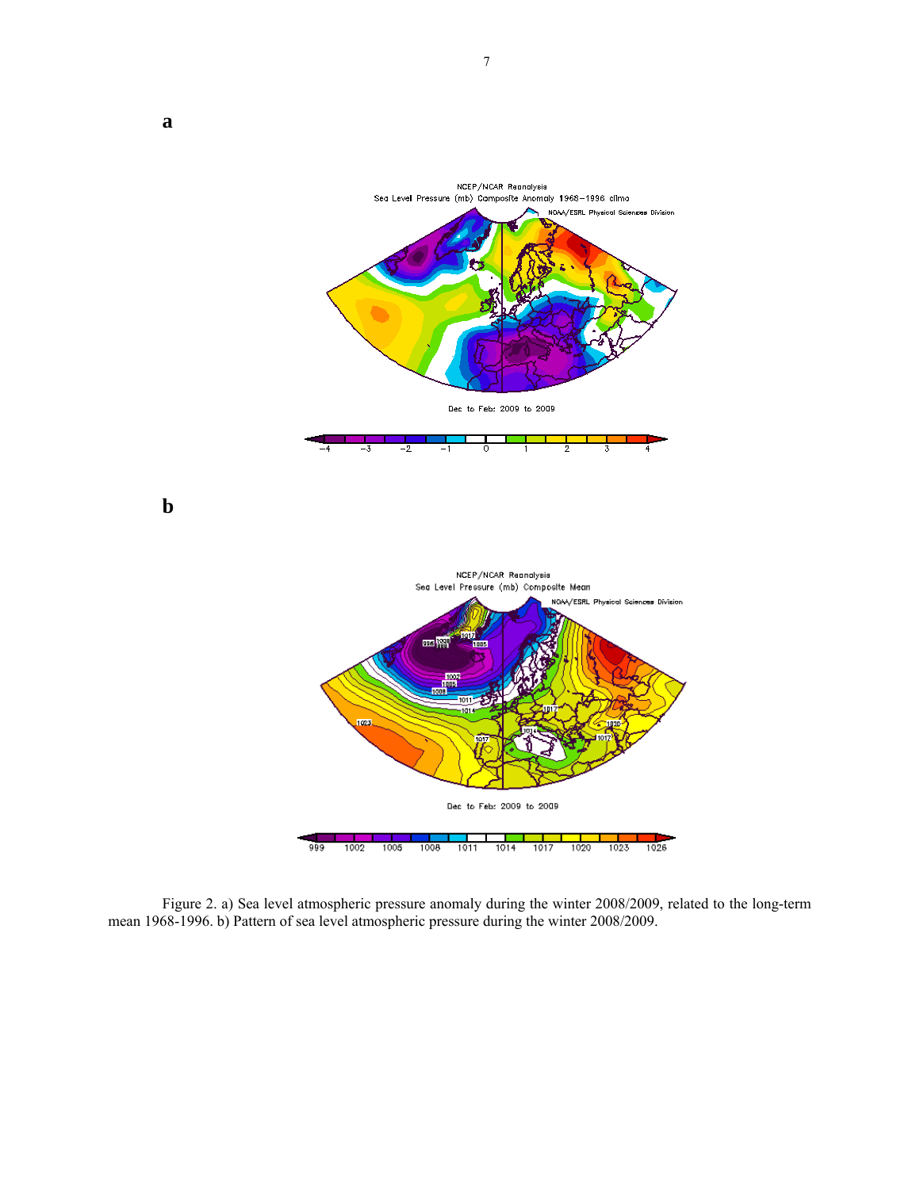**a**

**b**

Figure 2. a) Sea level atmospheric pressure anomaly during the winter 2008/2009, related to the long-term mean 1968-1996. b) Pattern of sea level atmospheric pressure during the winter 2008/2009.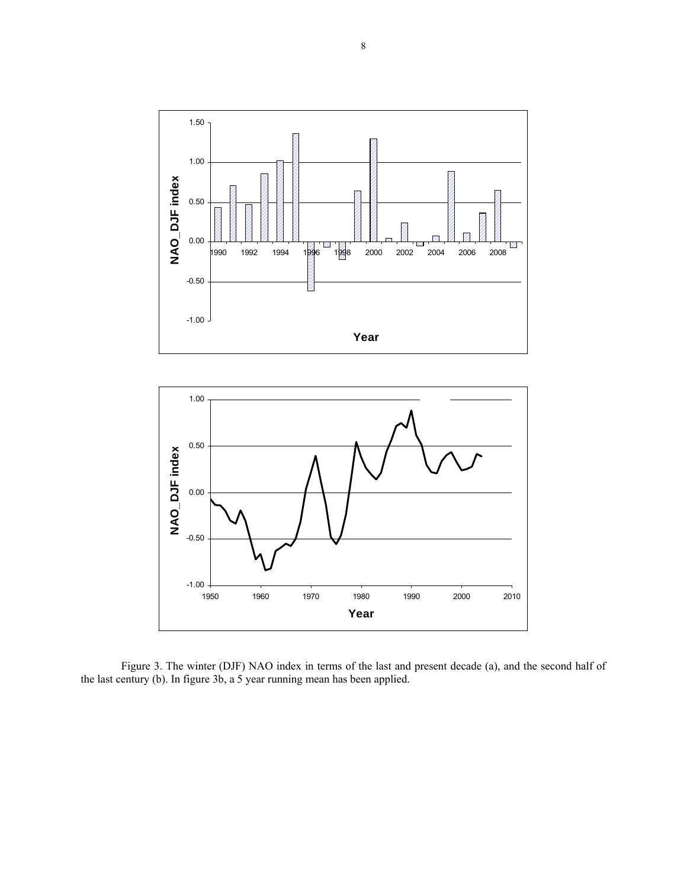Figure 3. The winter (DJF) NAO index in terms of the last and present decade (a), and the second half of the last century (b). In figure 3b, a 5 year running mean has been applied.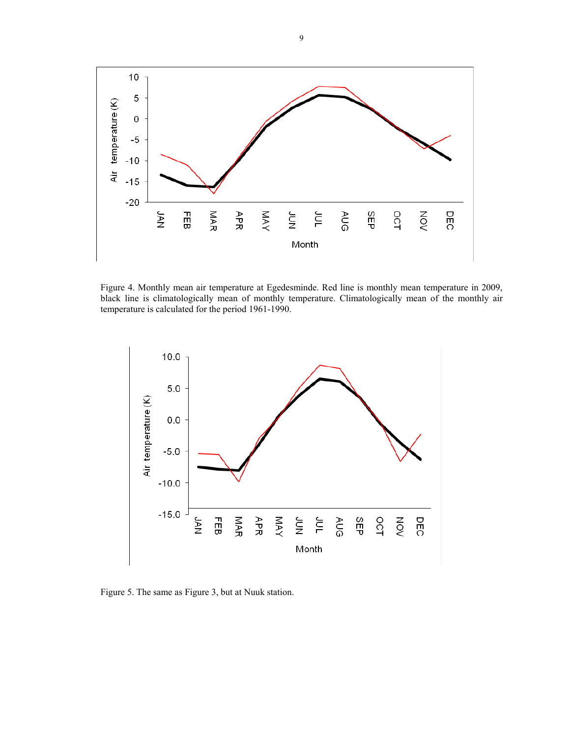Figure 4. Monthly mean air temperature at Egedesminde. Red line is monthly mean temperature in 2009, black line is climatologically mean of monthly temperature. Climatologically mean of the monthly air temperature is calculated for the period 1961-1990.

Figure 5. The same as Figure 3, but at Nuuk station.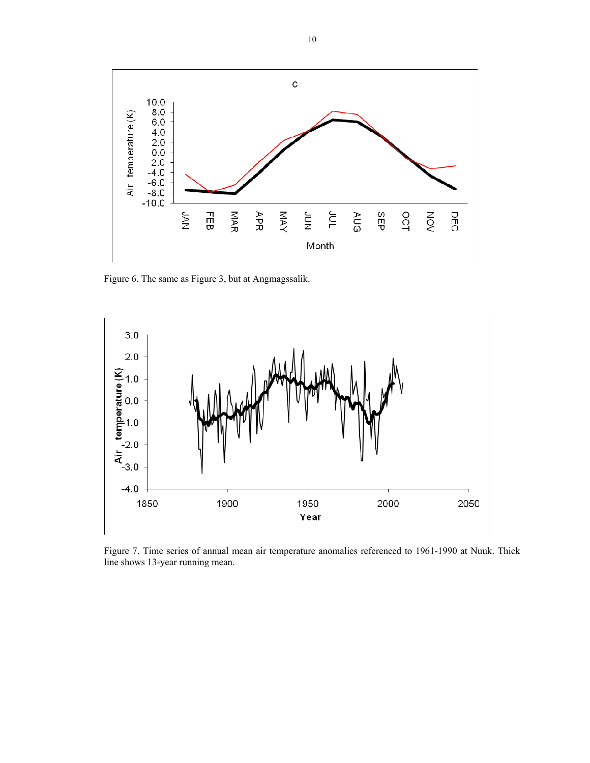Figure 6. The same as Figure 3, but at Angmagssalik.

Figure 7. Time series of annual mean air temperature anomalies referenced to 1961-1990 at Nuuk. Thick line shows 13-year running mean.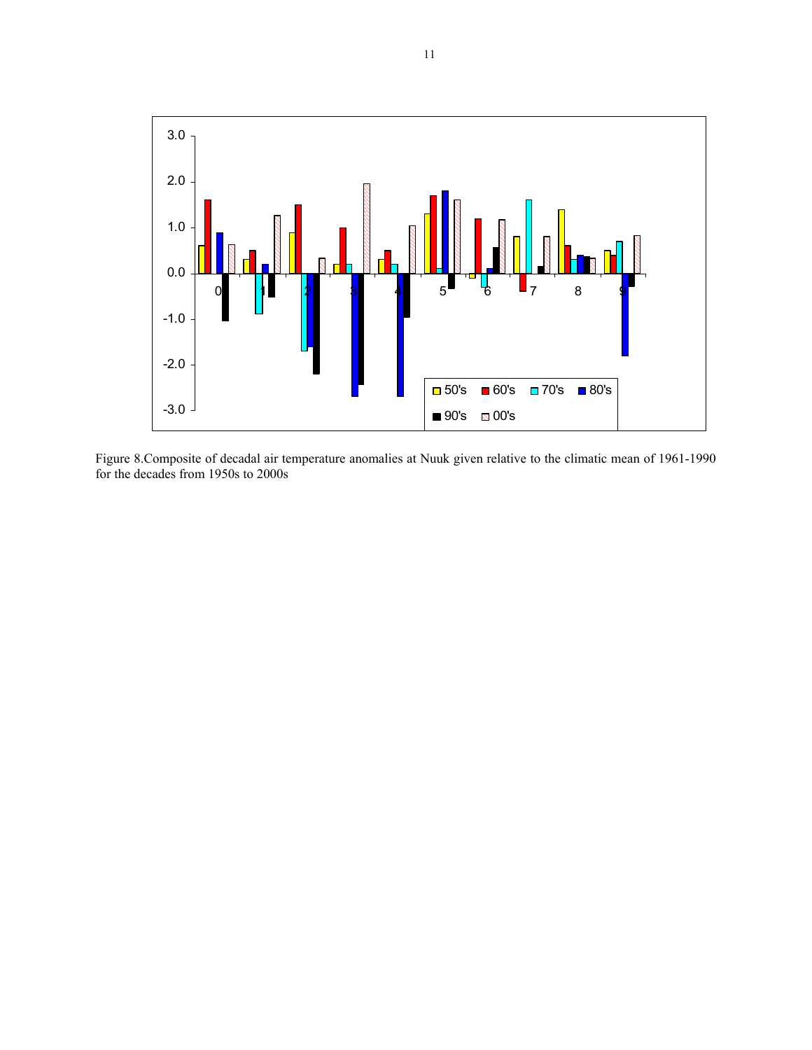Figure 8.Composite of decadal air temperature anomalies at Nuuk given relative to the climatic mean of 1961-1990 for the decades from 1950s to 2000s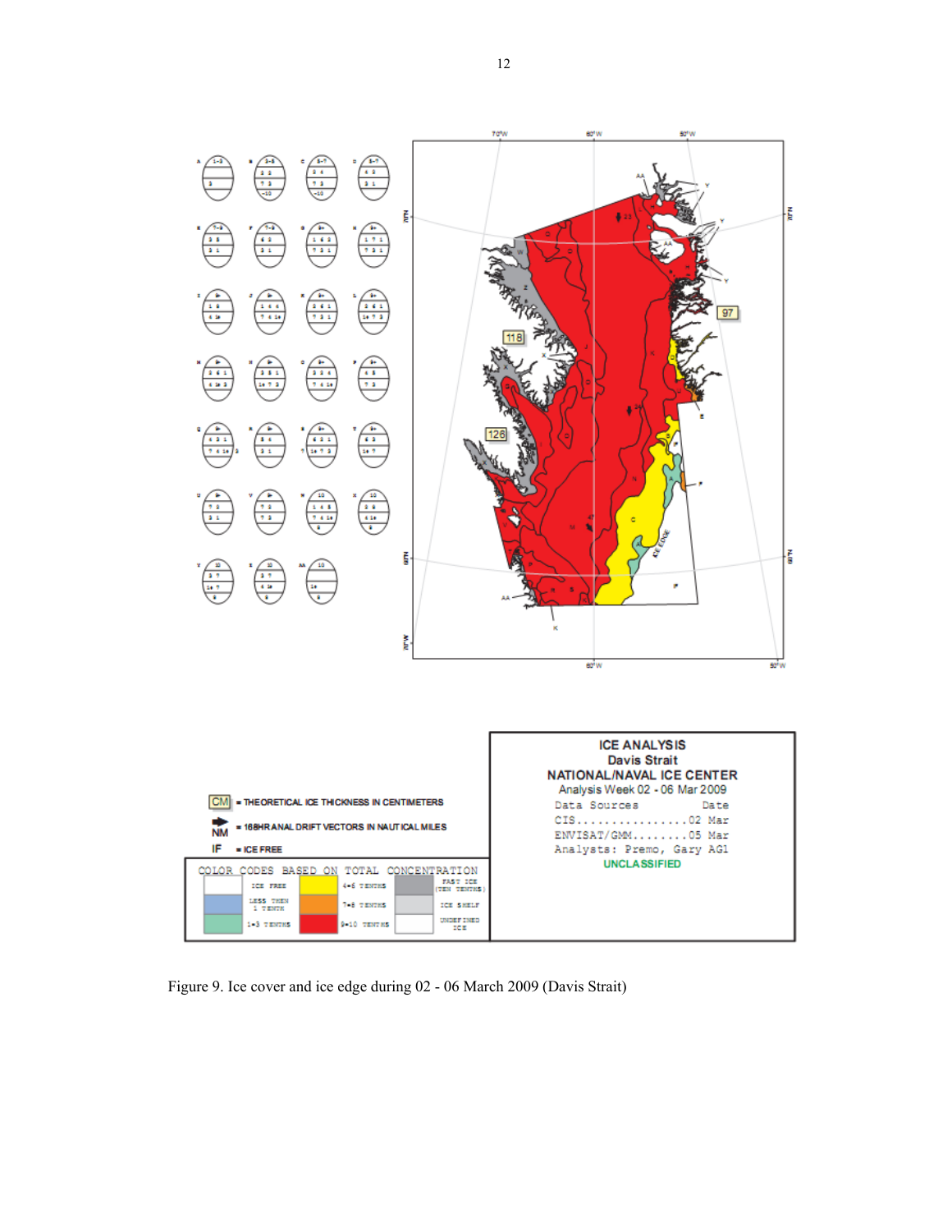Figure 9. Ice cover and ice edge during 02 - 06 March 2009 (Davis Strait)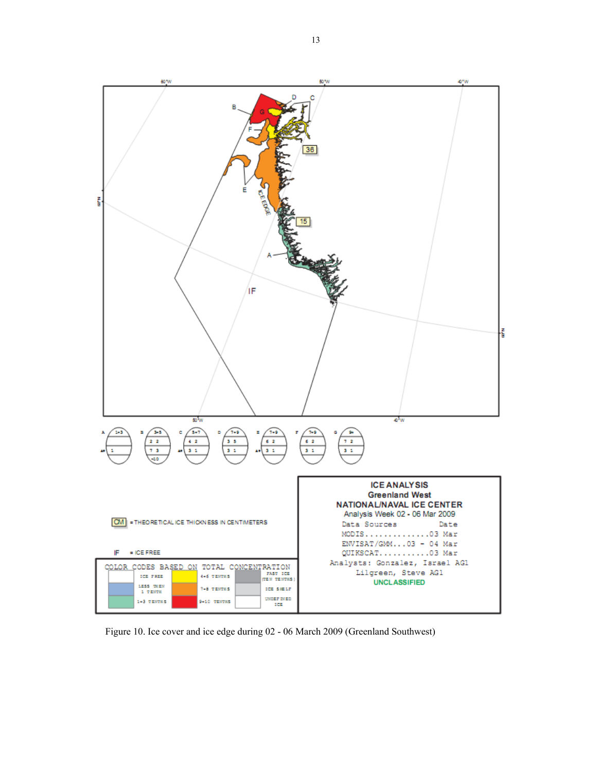Figure 10. Ice cover and ice edge during 02 - 06 March 2009 (Greenland Southwest)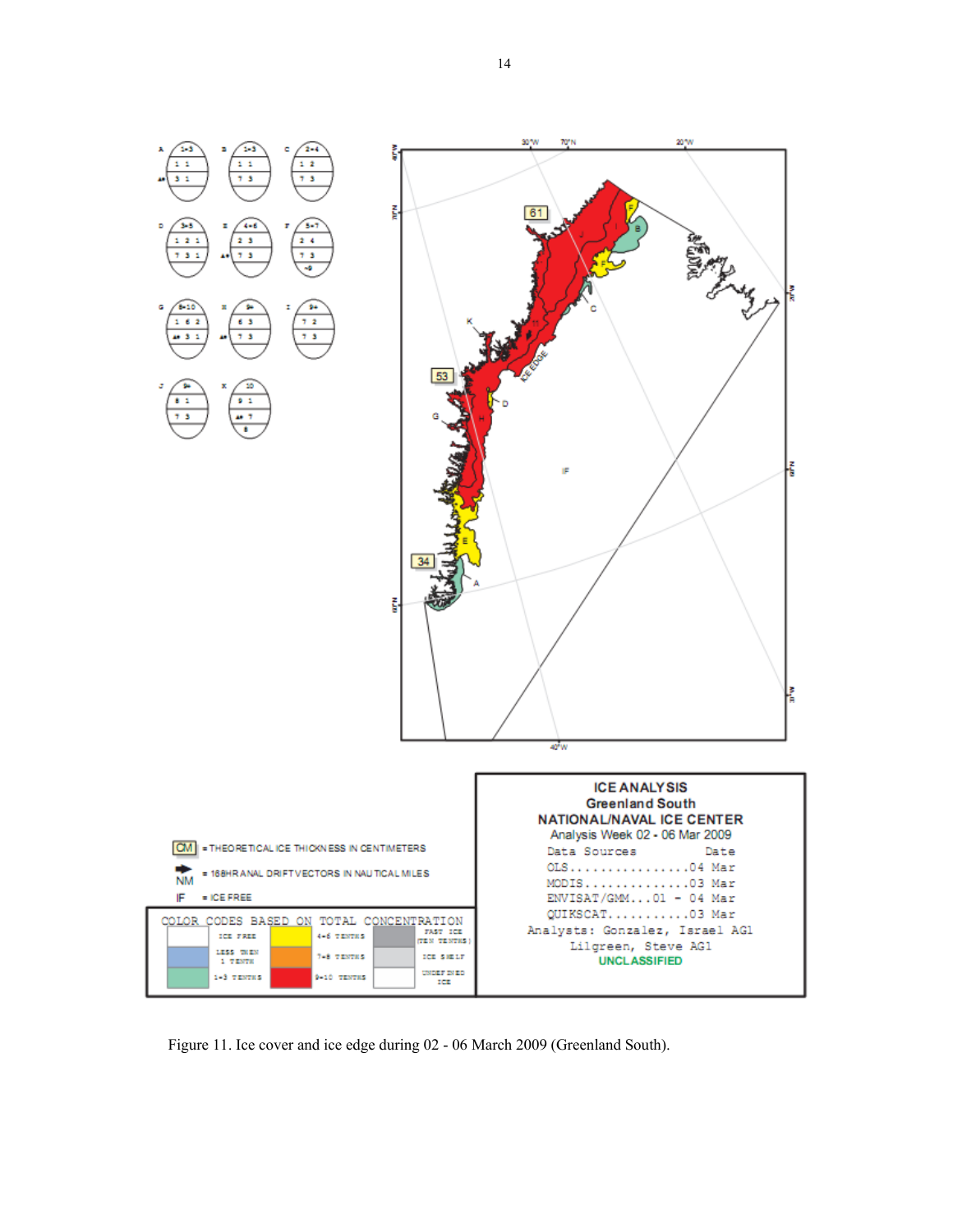Figure 11. Ice cover and ice edge during 02 - 06 March 2009 (Greenland South).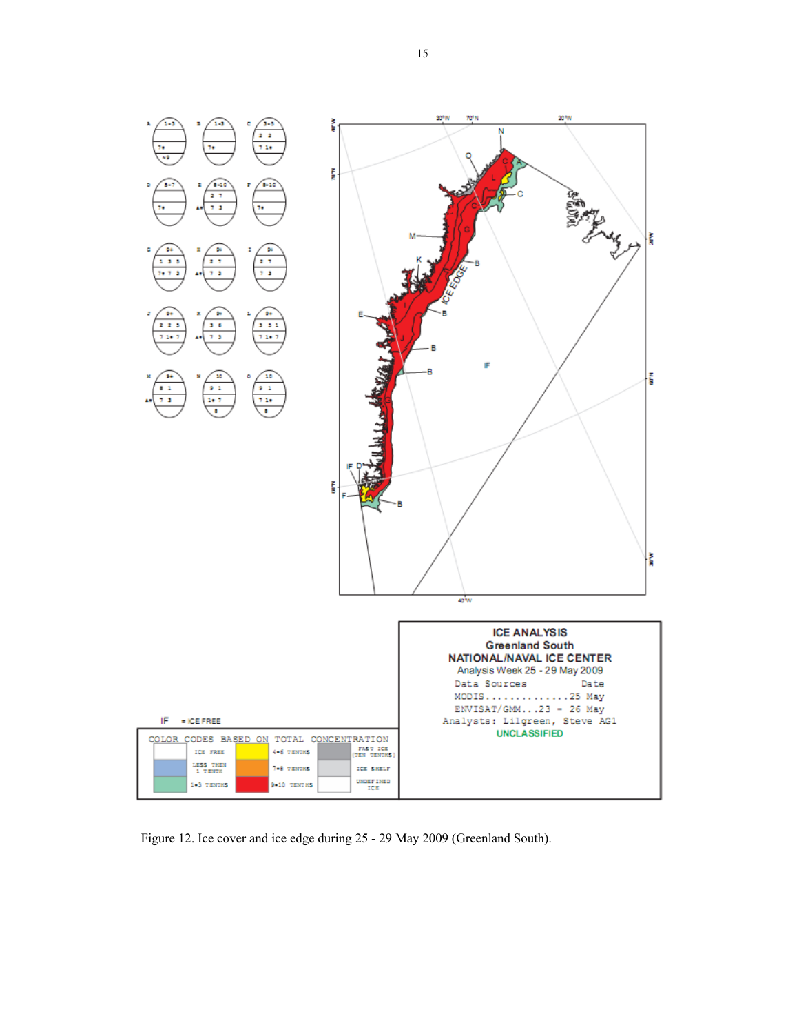Figure 12. Ice cover and ice edge during 25 - 29 May 2009 (Greenland South).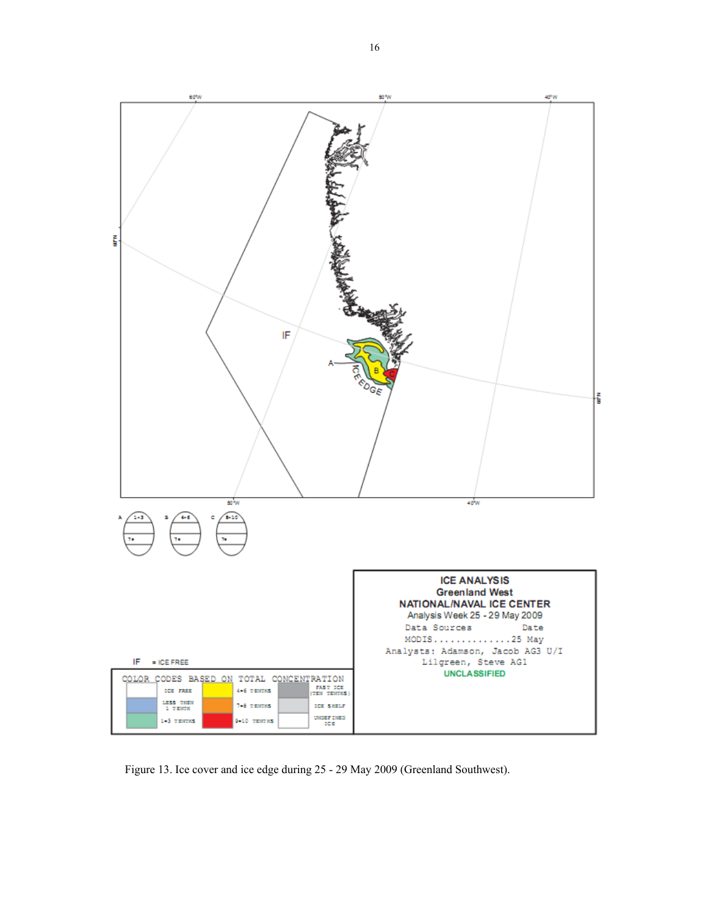Figure 13. Ice cover and ice edge during 25 - 29 May 2009 (Greenland Southwest).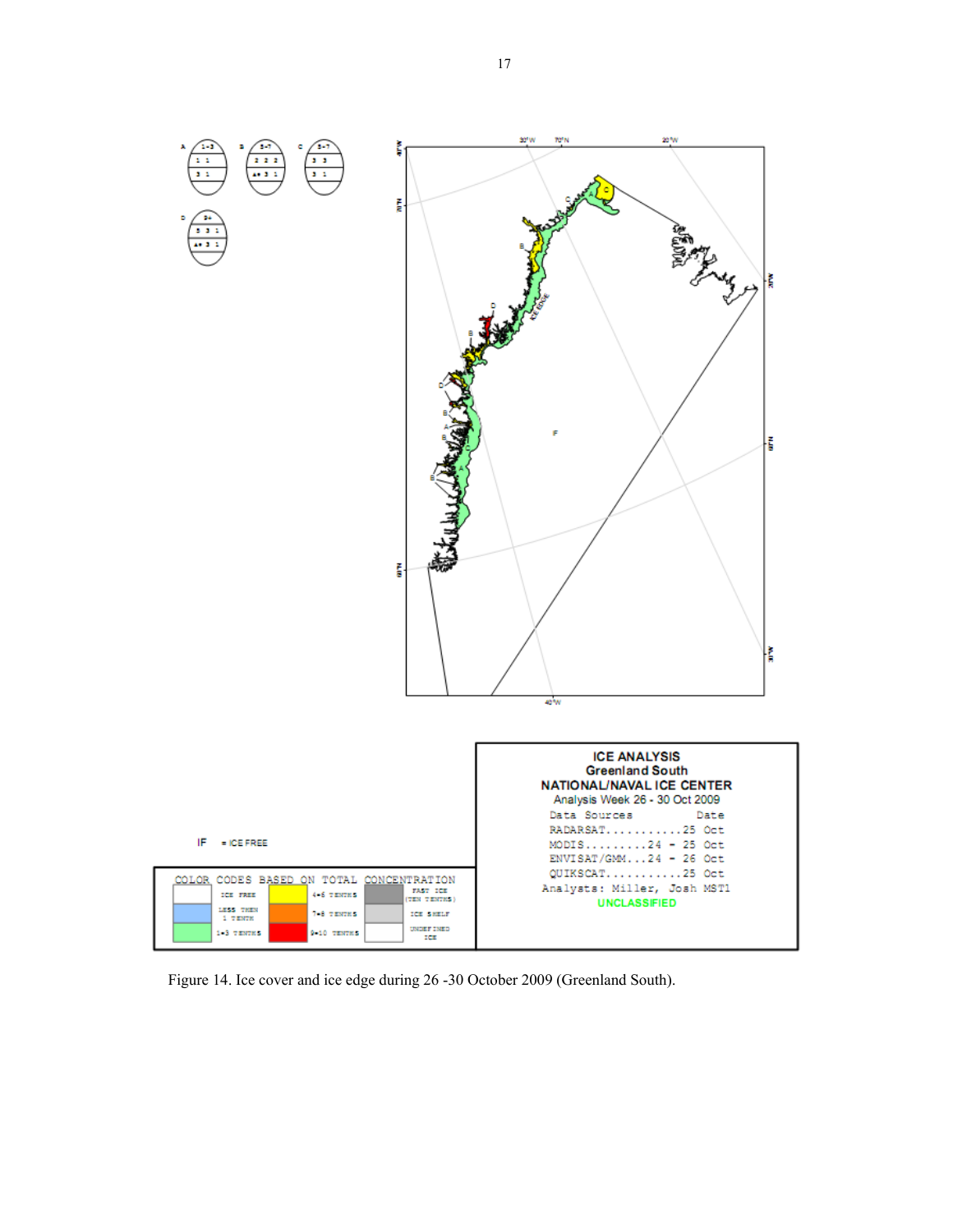ICE ANALYSIS
Greenland South
NATIONAL/NAVAL ICE CENTER
Analysis Week 26 - 30 Oct 2009

| Data Sources | Date |
|---|---|
| RADARSAT | 25 Oct |
| MODIS | 24 - 25 Oct |
| ENVISAT/GMM | 24 - 26 Oct |
| QUIKSCAT | 25 Oct |

Analysts: Miller, Josh MST1

UNCLASSIFIED

IF = ICE FREE

COLOR CODES BASED ON TOTAL CONCENTRATION

| Color | Meaning | Color | Meaning | Color | Meaning |
|---|---|---|---|---|---|
| White | ICE FREE | Yellow | 4-6 TENTHS | Dark grey | FAST ICE (TEN TENTHS) |
| Blue | LESS THEN 1 TENTH | Orange | 7-8 TENTHS | Light grey | ICE SHELF |
| Green | 1-3 TENTHS | Red | 9-10 TENTHS | White | UNDEFINED ICE |

Figure 14. Ice cover and ice edge during 26 -30 October 2009 (Greenland South).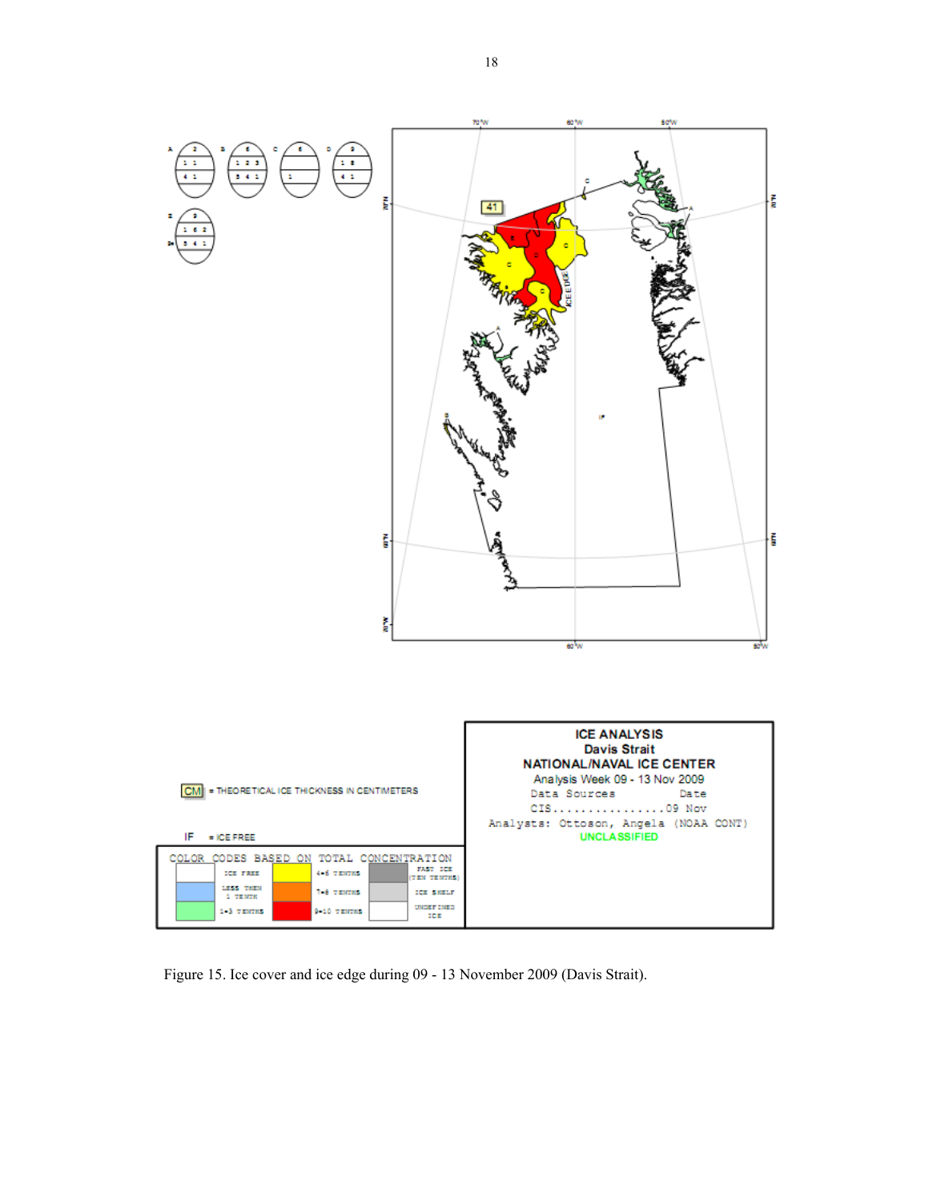Figure 15. Ice cover and ice edge during 09 - 13 November 2009 (Davis Strait).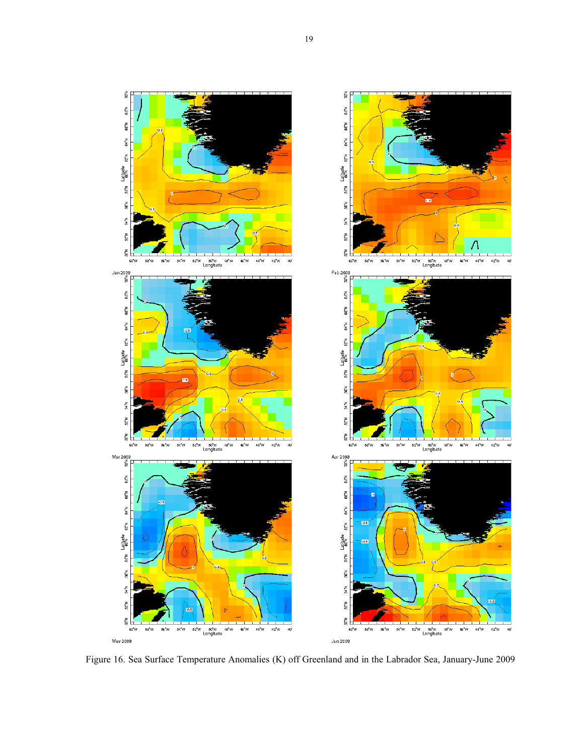Figure 16. Sea Surface Temperature Anomalies (K) off Greenland and in the Labrador Sea, January-June 2009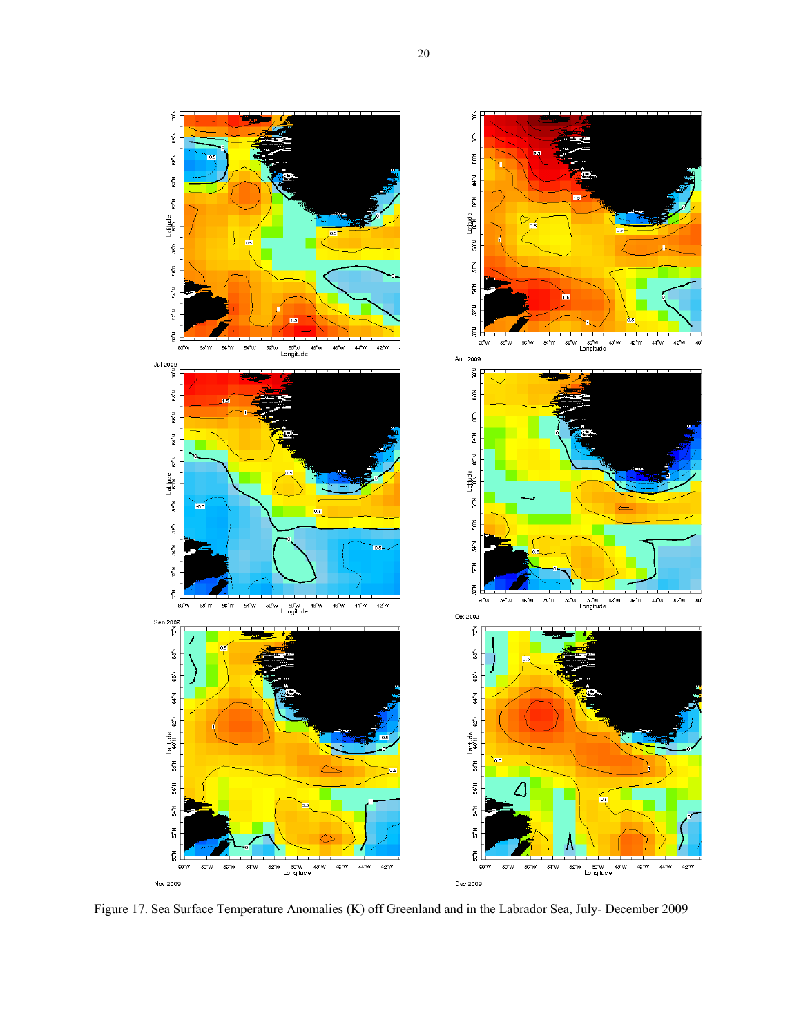Figure 17. Sea Surface Temperature Anomalies (K) off Greenland and in the Labrador Sea, July- December 2009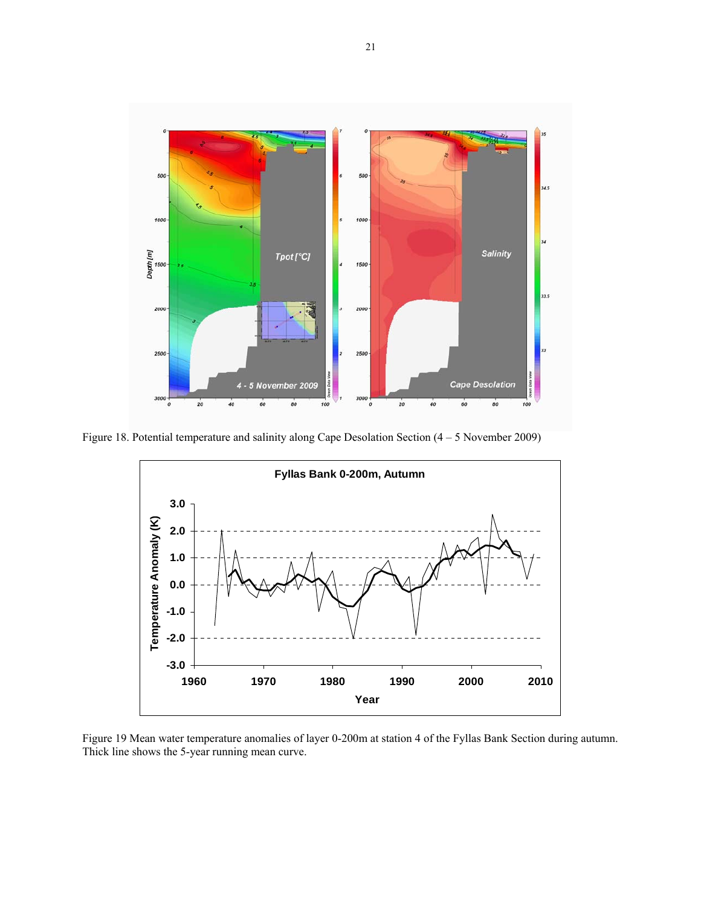Figure 18. Potential temperature and salinity along Cape Desolation Section (4 – 5 November 2009)

Figure 19 Mean water temperature anomalies of layer 0-200m at station 4 of the Fyllas Bank Section during autumn. Thick line shows the 5-year running mean curve.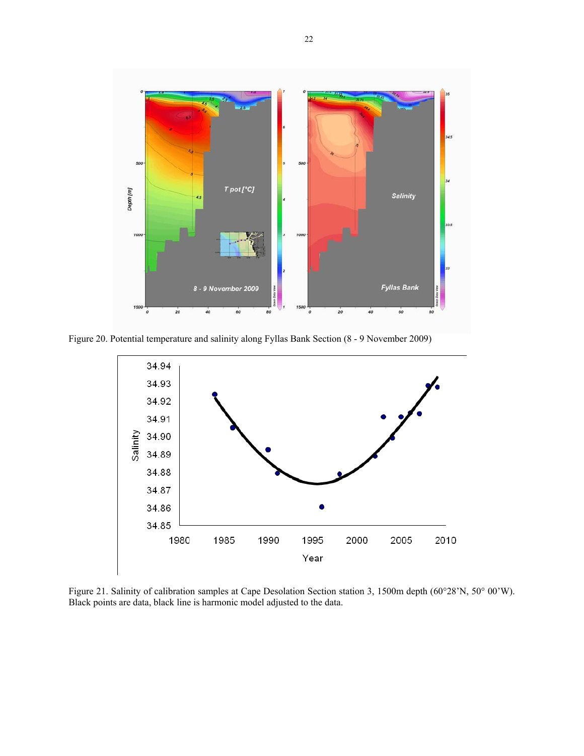Figure 20. Potential temperature and salinity along Fyllas Bank Section (8 - 9 November 2009)

Figure 21. Salinity of calibration samples at Cape Desolation Section station 3, 1500m depth (60°28'N, 50° 00'W). Black points are data, black line is harmonic model adjusted to the data.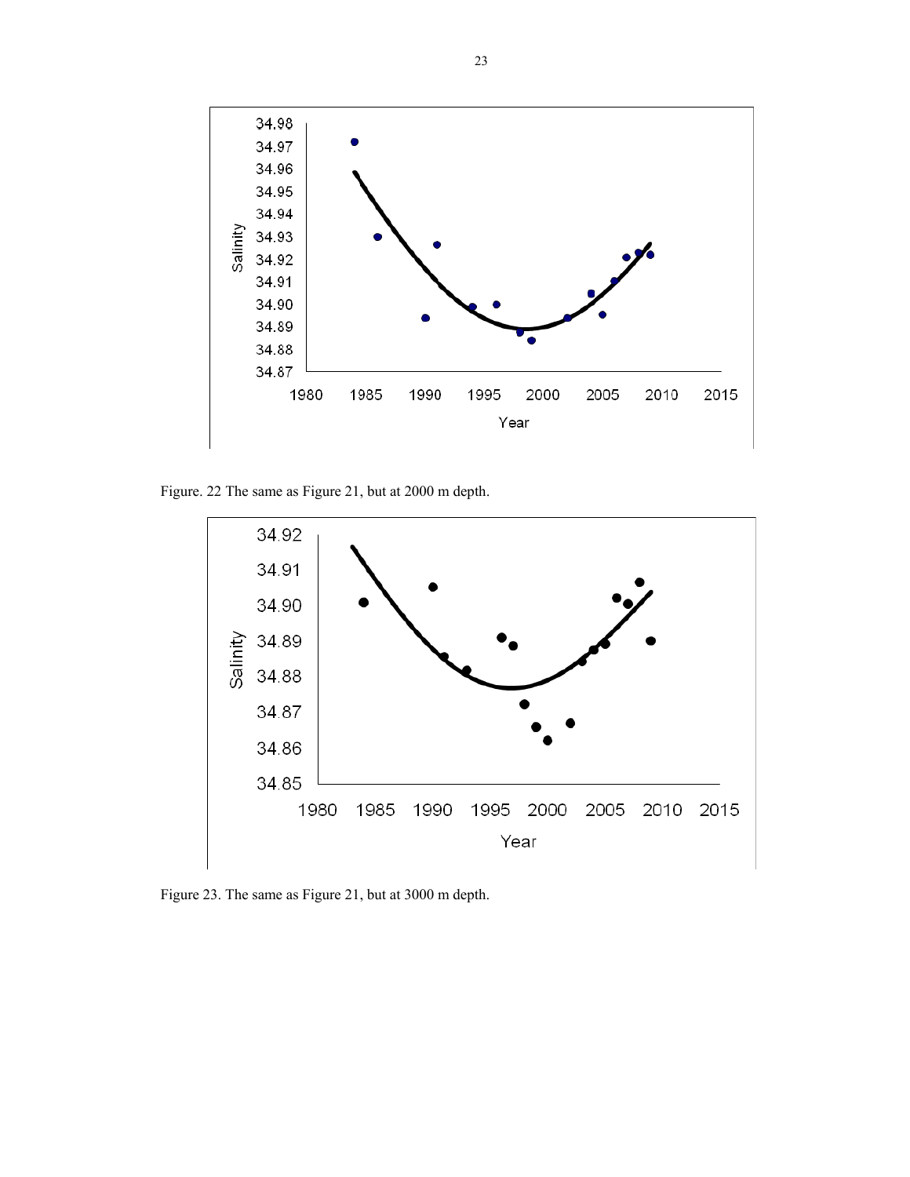34.98
34.97
34.96
34.95
34.94
34.93
34.92
34.91
34.90
34.89
34.88
34.87

Salinity

1980 1985 1990 1995 2000 2005 2010 2015

Year

Figure. 22 The same as Figure 21, but at 2000 m depth.

34.92
34.91
34.90
34.89
34.88
34.87
34.86
34.85

Salinity

1980 1985 1990 1995 2000 2005 2010 2015

Year

Figure 23. The same as Figure 21, but at 3000 m depth.